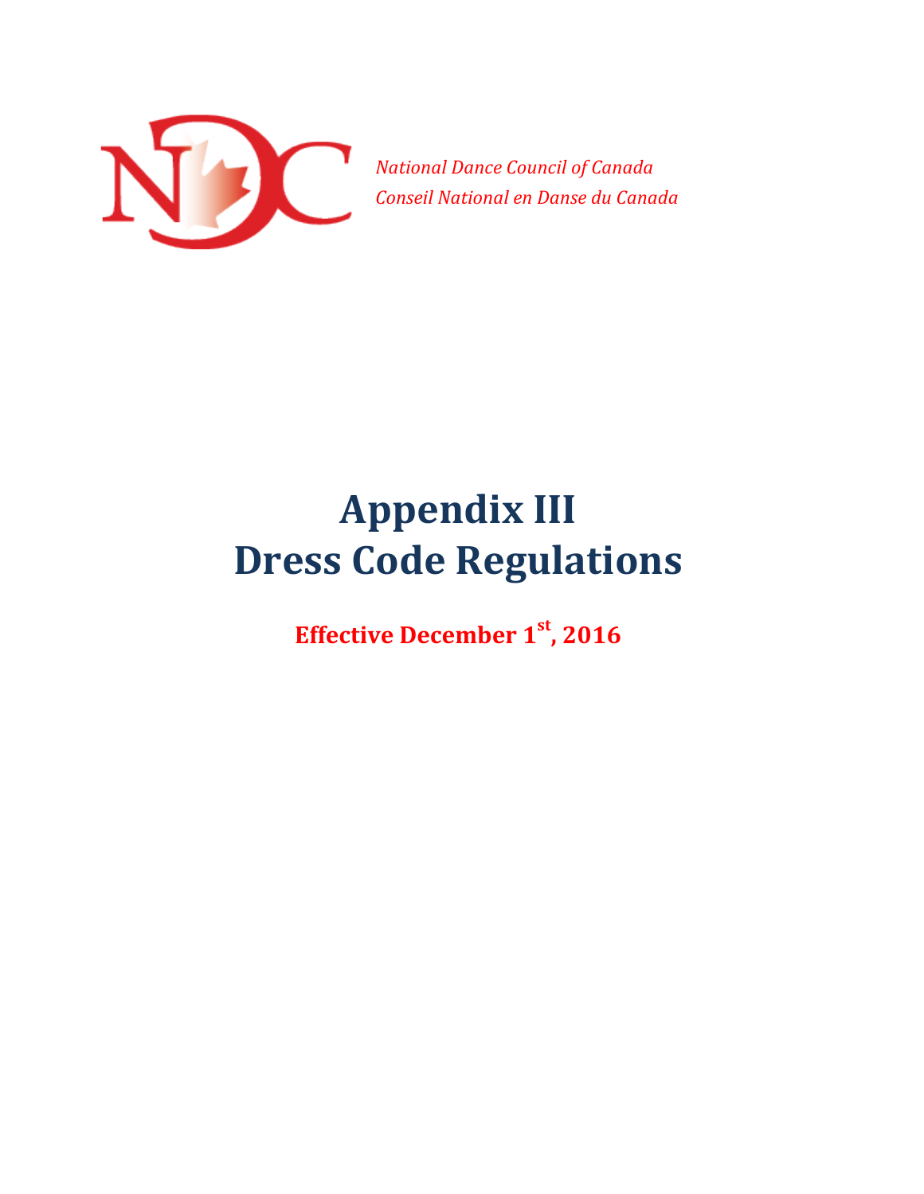*National Dance Council of Canada*
*Conseil National en Danse du Canada*

# Appendix III
# Dress Code Regulations

**Effective December 1st, 2016**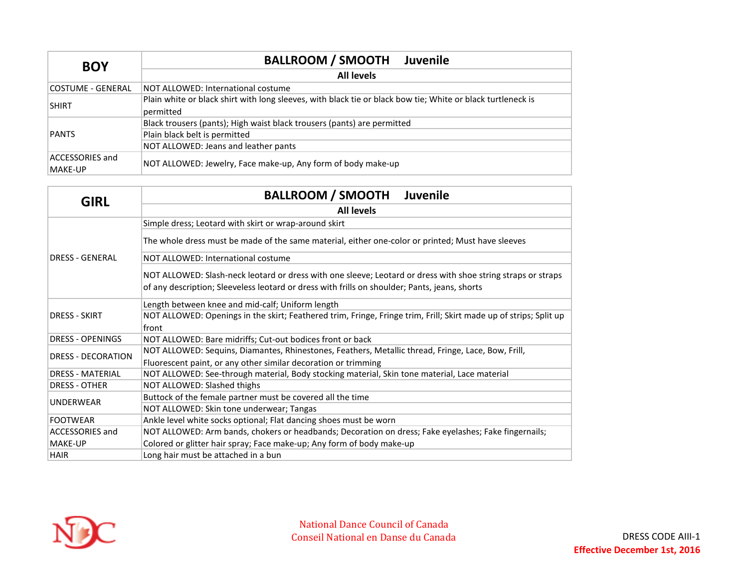| BOY | BALLROOM / SMOOTH Juvenile |
|---|---|
| | **All levels** |
| COSTUME - GENERAL | NOT ALLOWED: International costume |
| SHIRT | Plain white or black shirt with long sleeves, with black tie or black bow tie; White or black turtleneck is permitted |
| PANTS | Black trousers (pants); High waist black trousers (pants) are permitted |
| | Plain black belt is permitted |
| | NOT ALLOWED: Jeans and leather pants |
| ACCESSORIES and MAKE-UP | NOT ALLOWED: Jewelry, Face make-up, Any form of body make-up |

| GIRL | BALLROOM / SMOOTH Juvenile |
|---|---|
| | **All levels** |
| DRESS - GENERAL | Simple dress; Leotard with skirt or wrap-around skirt |
| | The whole dress must be made of the same material, either one-color or printed; Must have sleeves |
| | NOT ALLOWED: International costume |
| | NOT ALLOWED: Slash-neck leotard or dress with one sleeve; Leotard or dress with shoe string straps or straps of any description; Sleeveless leotard or dress with frills on shoulder; Pants, jeans, shorts |
| DRESS - SKIRT | Length between knee and mid-calf; Uniform length |
| | NOT ALLOWED: Openings in the skirt; Feathered trim, Fringe, Fringe trim, Frill; Skirt made up of strips; Split up front |
| DRESS - OPENINGS | NOT ALLOWED: Bare midriffs; Cut-out bodices front or back |
| DRESS - DECORATION | NOT ALLOWED: Sequins, Diamantes, Rhinestones, Feathers, Metallic thread, Fringe, Lace, Bow, Frill, Fluorescent paint, or any other similar decoration or trimming |
| DRESS - MATERIAL | NOT ALLOWED: See-through material, Body stocking material, Skin tone material, Lace material |
| DRESS - OTHER | NOT ALLOWED: Slashed thighs |
| UNDERWEAR | Buttock of the female partner must be covered all the time |
| | NOT ALLOWED: Skin tone underwear; Tangas |
| FOOTWEAR | Ankle level white socks optional; Flat dancing shoes must be worn |
| ACCESSORIES and MAKE-UP | NOT ALLOWED: Arm bands, chokers or headbands; Decoration on dress; Fake eyelashes; Fake fingernails; Colored or glitter hair spray; Face make-up; Any form of body make-up |
| HAIR | Long hair must be attached in a bun |

National Dance Council of Canada
Conseil National en Danse du Canada

DRESS CODE AIII-1

**Effective December 1st, 2016**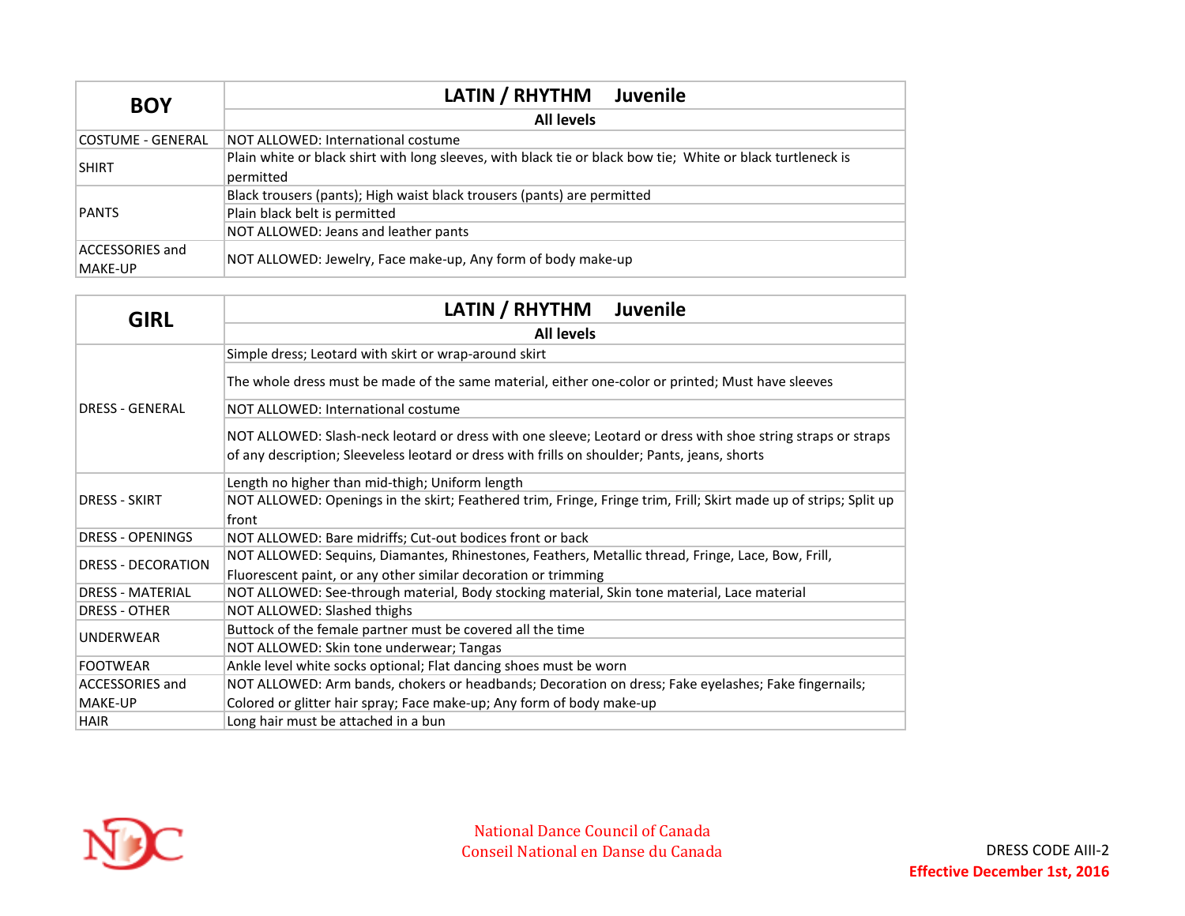| BOY | LATIN / RHYTHM Juvenile |
|---|---|
| | **All levels** |
| COSTUME - GENERAL | NOT ALLOWED: International costume |
| SHIRT | Plain white or black shirt with long sleeves, with black tie or black bow tie; White or black turtleneck is permitted |
| PANTS | Black trousers (pants); High waist black trousers (pants) are permitted |
| | Plain black belt is permitted |
| | NOT ALLOWED: Jeans and leather pants |
| ACCESSORIES and MAKE-UP | NOT ALLOWED: Jewelry, Face make-up, Any form of body make-up |

| GIRL | LATIN / RHYTHM Juvenile |
|---|---|
| | **All levels** |
| DRESS - GENERAL | Simple dress; Leotard with skirt or wrap-around skirt |
| | The whole dress must be made of the same material, either one-color or printed; Must have sleeves |
| | NOT ALLOWED: International costume |
| | NOT ALLOWED: Slash-neck leotard or dress with one sleeve; Leotard or dress with shoe string straps or straps of any description; Sleeveless leotard or dress with frills on shoulder; Pants, jeans, shorts |
| DRESS - SKIRT | Length no higher than mid-thigh; Uniform length |
| | NOT ALLOWED: Openings in the skirt; Feathered trim, Fringe, Fringe trim, Frill; Skirt made up of strips; Split up front |
| DRESS - OPENINGS | NOT ALLOWED: Bare midriffs; Cut-out bodices front or back |
| DRESS - DECORATION | NOT ALLOWED: Sequins, Diamantes, Rhinestones, Feathers, Metallic thread, Fringe, Lace, Bow, Frill, Fluorescent paint, or any other similar decoration or trimming |
| DRESS - MATERIAL | NOT ALLOWED: See-through material, Body stocking material, Skin tone material, Lace material |
| DRESS - OTHER | NOT ALLOWED: Slashed thighs |
| UNDERWEAR | Buttock of the female partner must be covered all the time |
| | NOT ALLOWED: Skin tone underwear; Tangas |
| FOOTWEAR | Ankle level white socks optional; Flat dancing shoes must be worn |
| ACCESSORIES and MAKE-UP | NOT ALLOWED: Arm bands, chokers or headbands; Decoration on dress; Fake eyelashes; Fake fingernails; Colored or glitter hair spray; Face make-up; Any form of body make-up |
| HAIR | Long hair must be attached in a bun |

National Dance Council of Canada
Conseil National en Danse du Canada

DRESS CODE AIII-2
**Effective December 1st, 2016**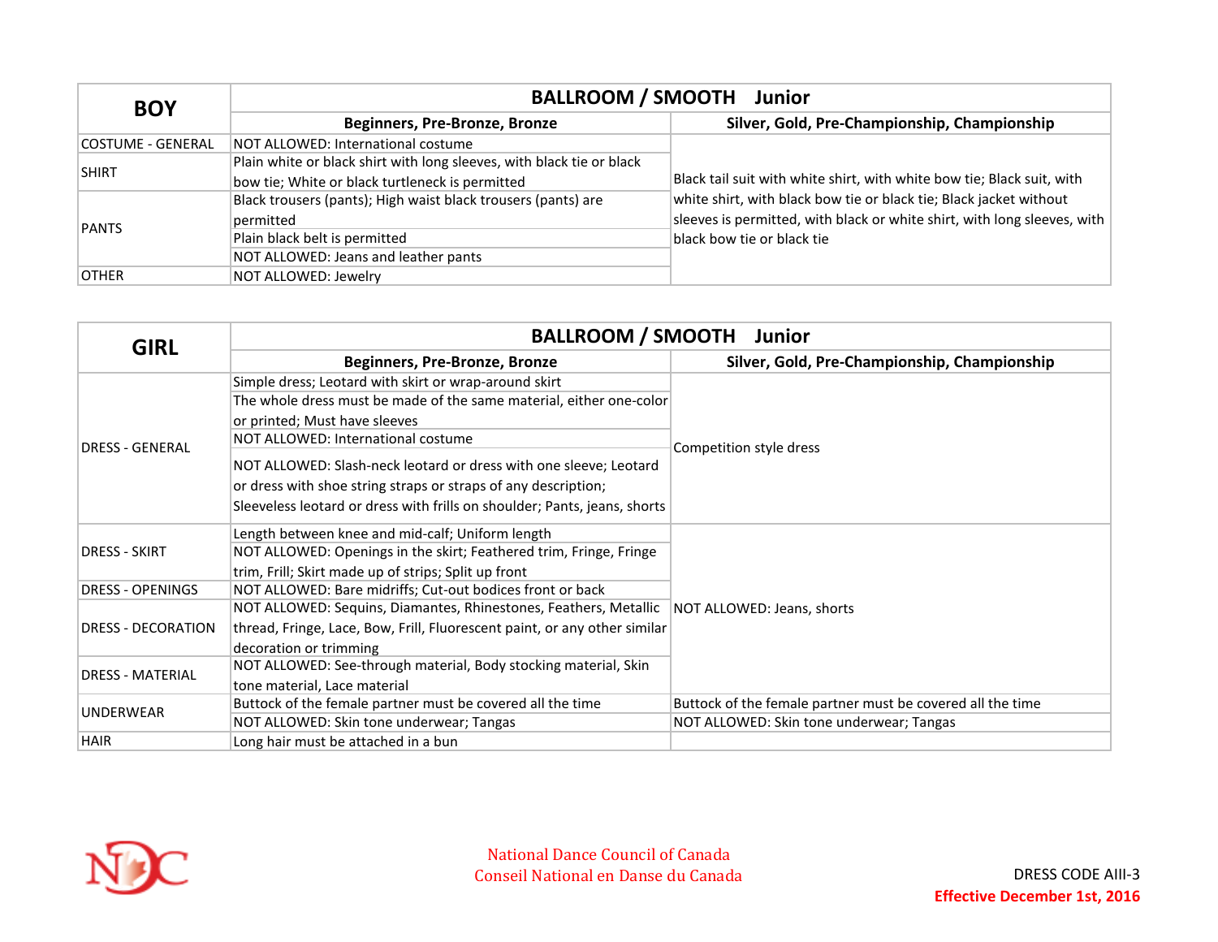| BOY | BALLROOM / SMOOTH Junior | |
|---|---|---|
| | **Beginners, Pre-Bronze, Bronze** | **Silver, Gold, Pre-Championship, Championship** |
| COSTUME - GENERAL | NOT ALLOWED: International costume | Black tail suit with white shirt, with white bow tie; Black suit, with white shirt, with black bow tie or black tie; Black jacket without sleeves is permitted, with black or white shirt, with long sleeves, with black bow tie or black tie |
| SHIRT | Plain white or black shirt with long sleeves, with black tie or black bow tie; White or black turtleneck is permitted | |
| PANTS | Black trousers (pants); High waist black trousers (pants) are permitted | |
| | Plain black belt is permitted | |
| | NOT ALLOWED: Jeans and leather pants | |
| OTHER | NOT ALLOWED: Jewelry | |

| GIRL | BALLROOM / SMOOTH Junior | |
|---|---|---|
| | **Beginners, Pre-Bronze, Bronze** | **Silver, Gold, Pre-Championship, Championship** |
| DRESS - GENERAL | Simple dress; Leotard with skirt or wrap-around skirt | Competition style dress |
| | The whole dress must be made of the same material, either one-color or printed; Must have sleeves | |
| | NOT ALLOWED: International costume | |
| | NOT ALLOWED: Slash-neck leotard or dress with one sleeve; Leotard or dress with shoe string straps or straps of any description; Sleeveless leotard or dress with frills on shoulder; Pants, jeans, shorts | |
| DRESS - SKIRT | Length between knee and mid-calf; Uniform length | NOT ALLOWED: Jeans, shorts |
| | NOT ALLOWED: Openings in the skirt; Feathered trim, Fringe, Fringe trim, Frill; Skirt made up of strips; Split up front | |
| DRESS - OPENINGS | NOT ALLOWED: Bare midriffs; Cut-out bodices front or back | |
| DRESS - DECORATION | NOT ALLOWED: Sequins, Diamantes, Rhinestones, Feathers, Metallic thread, Fringe, Lace, Bow, Frill, Fluorescent paint, or any other similar decoration or trimming | |
| DRESS - MATERIAL | NOT ALLOWED: See-through material, Body stocking material, Skin tone material, Lace material | |
| UNDERWEAR | Buttock of the female partner must be covered all the time | Buttock of the female partner must be covered all the time |
| | NOT ALLOWED: Skin tone underwear; Tangas | NOT ALLOWED: Skin tone underwear; Tangas |
| HAIR | Long hair must be attached in a bun | |

National Dance Council of Canada
Conseil National en Danse du Canada

DRESS CODE AIII-3

**Effective December 1st, 2016**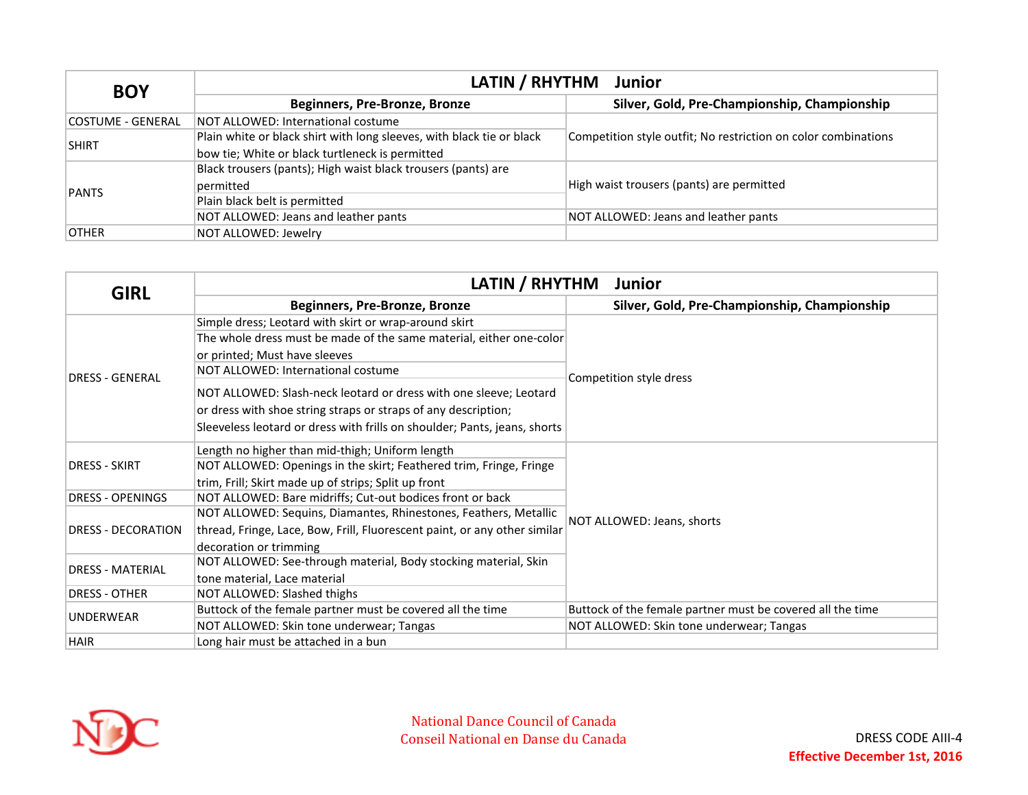| BOY | LATIN / RHYTHM Junior | |
|---|---|---|
| | **Beginners, Pre-Bronze, Bronze** | **Silver, Gold, Pre-Championship, Championship** |
| COSTUME - GENERAL | NOT ALLOWED: International costume | Competition style outfit; No restriction on color combinations |
| SHIRT | Plain white or black shirt with long sleeves, with black tie or black bow tie; White or black turtleneck is permitted | |
| PANTS | Black trousers (pants); High waist black trousers (pants) are permitted | High waist trousers (pants) are permitted |
| | Plain black belt is permitted | |
| | NOT ALLOWED: Jeans and leather pants | NOT ALLOWED: Jeans and leather pants |
| OTHER | NOT ALLOWED: Jewelry | |

| GIRL | LATIN / RHYTHM Junior | |
|---|---|---|
| | **Beginners, Pre-Bronze, Bronze** | **Silver, Gold, Pre-Championship, Championship** |
| DRESS - GENERAL | Simple dress; Leotard with skirt or wrap-around skirt | Competition style dress |
| | The whole dress must be made of the same material, either one-color or printed; Must have sleeves | |
| | NOT ALLOWED: International costume | |
| | NOT ALLOWED: Slash-neck leotard or dress with one sleeve; Leotard or dress with shoe string straps or straps of any description; Sleeveless leotard or dress with frills on shoulder; Pants, jeans, shorts | |
| DRESS - SKIRT | Length no higher than mid-thigh; Uniform length | NOT ALLOWED: Jeans, shorts |
| | NOT ALLOWED: Openings in the skirt; Feathered trim, Fringe, Fringe trim, Frill; Skirt made up of strips; Split up front | |
| DRESS - OPENINGS | NOT ALLOWED: Bare midriffs; Cut-out bodices front or back | |
| DRESS - DECORATION | NOT ALLOWED: Sequins, Diamantes, Rhinestones, Feathers, Metallic thread, Fringe, Lace, Bow, Frill, Fluorescent paint, or any other similar decoration or trimming | |
| DRESS - MATERIAL | NOT ALLOWED: See-through material, Body stocking material, Skin tone material, Lace material | |
| DRESS - OTHER | NOT ALLOWED: Slashed thighs | |
| UNDERWEAR | Buttock of the female partner must be covered all the time | Buttock of the female partner must be covered all the time |
| | NOT ALLOWED: Skin tone underwear; Tangas | NOT ALLOWED: Skin tone underwear; Tangas |
| HAIR | Long hair must be attached in a bun | |

National Dance Council of Canada
Conseil National en Danse du Canada

DRESS CODE AIII-4
**Effective December 1st, 2016**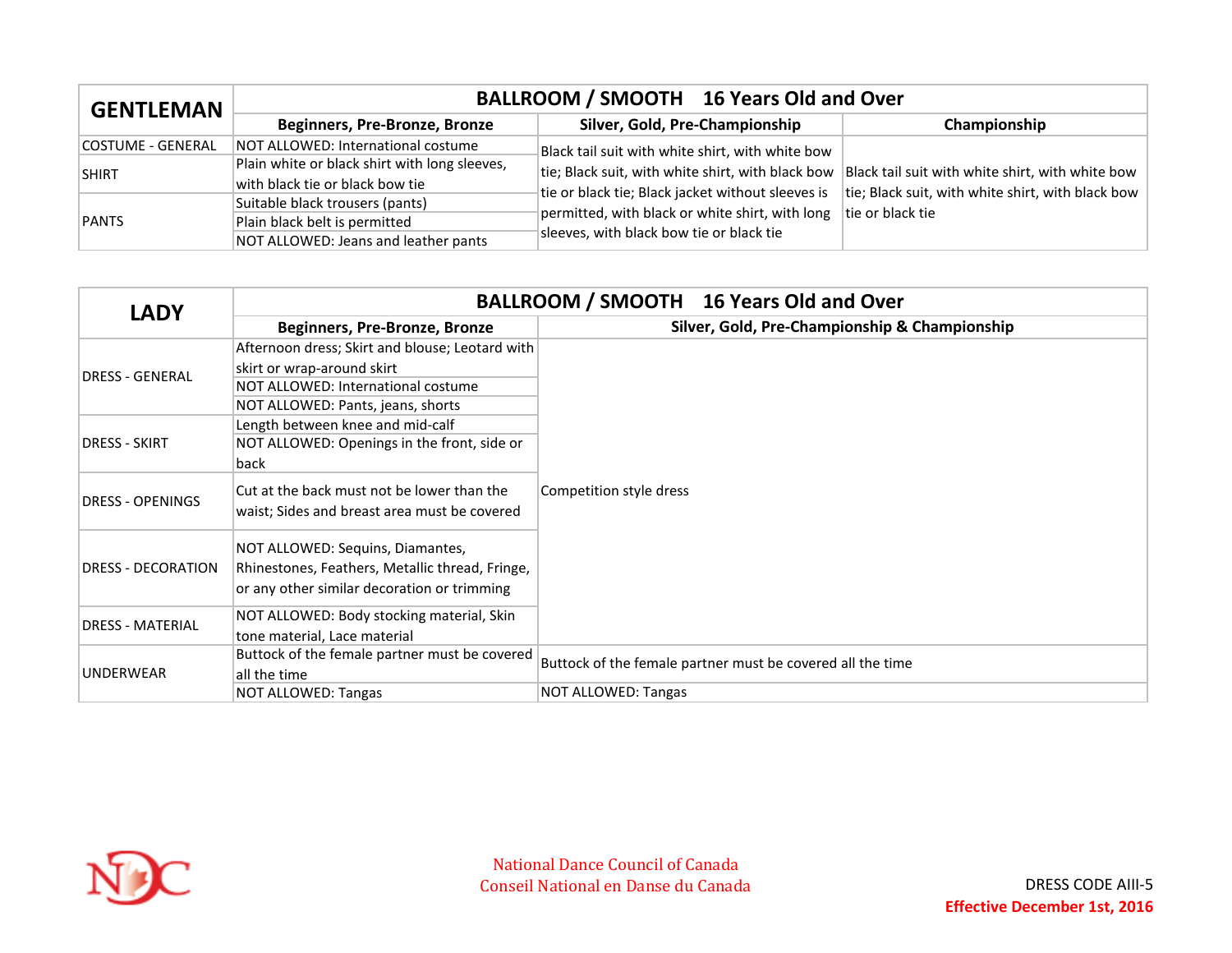| GENTLEMAN | BALLROOM / SMOOTH 16 Years Old and Over | | |
|---|---|---|---|
| | Beginners, Pre-Bronze, Bronze | Silver, Gold, Pre-Championship | Championship |
| COSTUME - GENERAL | NOT ALLOWED: International costume | Black tail suit with white shirt, with white bow tie; Black suit, with white shirt, with black bow tie or black tie; Black jacket without sleeves is permitted, with black or white shirt, with long sleeves, with black bow tie or black tie | Black tail suit with white shirt, with white bow tie; Black suit, with white shirt, with black bow tie or black tie |
| SHIRT | Plain white or black shirt with long sleeves, with black tie or black bow tie | | |
| PANTS | Suitable black trousers (pants) | | |
| | Plain black belt is permitted | | |
| | NOT ALLOWED: Jeans and leather pants | | |

| LADY | BALLROOM / SMOOTH 16 Years Old and Over | |
|---|---|---|
| | Beginners, Pre-Bronze, Bronze | Silver, Gold, Pre-Championship & Championship |
| DRESS - GENERAL | Afternoon dress; Skirt and blouse; Leotard with skirt or wrap-around skirt | Competition style dress |
| | NOT ALLOWED: International costume | |
| | NOT ALLOWED: Pants, jeans, shorts | |
| DRESS - SKIRT | Length between knee and mid-calf | |
| | NOT ALLOWED: Openings in the front, side or back | |
| DRESS - OPENINGS | Cut at the back must not be lower than the waist; Sides and breast area must be covered | |
| DRESS - DECORATION | NOT ALLOWED: Sequins, Diamantes, Rhinestones, Feathers, Metallic thread, Fringe, or any other similar decoration or trimming | |
| DRESS - MATERIAL | NOT ALLOWED: Body stocking material, Skin tone material, Lace material | |
| UNDERWEAR | Buttock of the female partner must be covered all the time | Buttock of the female partner must be covered all the time |
| | NOT ALLOWED: Tangas | NOT ALLOWED: Tangas |

National Dance Council of Canada
Conseil National en Danse du Canada

DRESS CODE AIII-5
**Effective December 1st, 2016**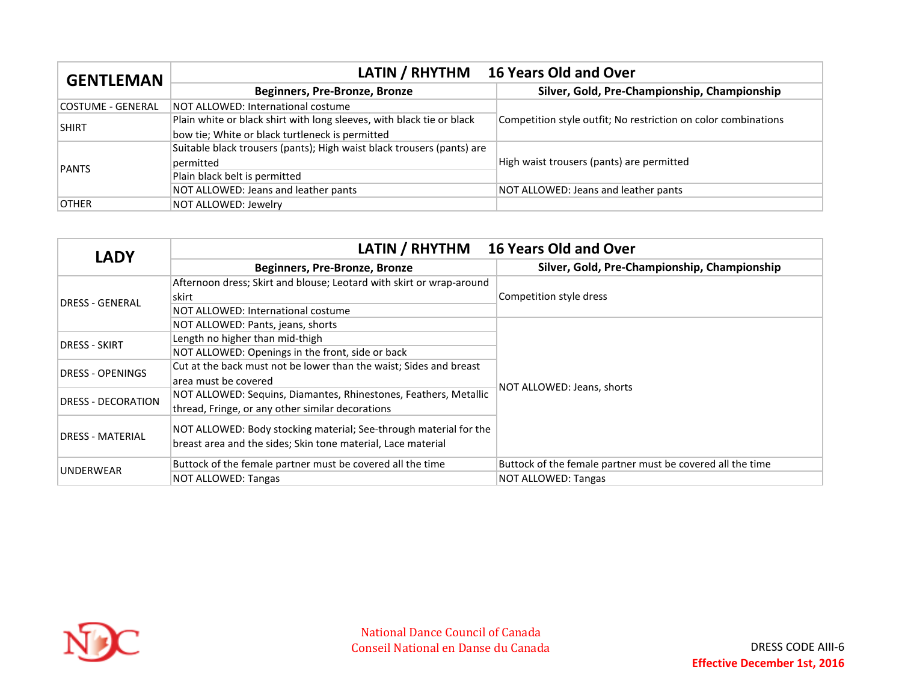| GENTLEMAN | LATIN / RHYTHM 16 Years Old and Over | |
|---|---|---|
| | Beginners, Pre-Bronze, Bronze | Silver, Gold, Pre-Championship, Championship |
| COSTUME - GENERAL | NOT ALLOWED: International costume | Competition style outfit; No restriction on color combinations |
| SHIRT | Plain white or black shirt with long sleeves, with black tie or black bow tie; White or black turtleneck is permitted | |
| PANTS | Suitable black trousers (pants); High waist black trousers (pants) are permitted | High waist trousers (pants) are permitted |
| | Plain black belt is permitted | |
| | NOT ALLOWED: Jeans and leather pants | NOT ALLOWED: Jeans and leather pants |
| OTHER | NOT ALLOWED: Jewelry | |

| LADY | LATIN / RHYTHM 16 Years Old and Over | |
|---|---|---|
| | Beginners, Pre-Bronze, Bronze | Silver, Gold, Pre-Championship, Championship |
| DRESS - GENERAL | Afternoon dress; Skirt and blouse; Leotard with skirt or wrap-around skirt | Competition style dress |
| | NOT ALLOWED: International costume | |
| | NOT ALLOWED: Pants, jeans, shorts | NOT ALLOWED: Jeans, shorts |
| DRESS - SKIRT | Length no higher than mid-thigh | |
| | NOT ALLOWED: Openings in the front, side or back | |
| DRESS - OPENINGS | Cut at the back must not be lower than the waist; Sides and breast area must be covered | |
| DRESS - DECORATION | NOT ALLOWED: Sequins, Diamantes, Rhinestones, Feathers, Metallic thread, Fringe, or any other similar decorations | |
| DRESS - MATERIAL | NOT ALLOWED: Body stocking material; See-through material for the breast area and the sides; Skin tone material, Lace material | |
| UNDERWEAR | Buttock of the female partner must be covered all the time | Buttock of the female partner must be covered all the time |
| | NOT ALLOWED: Tangas | NOT ALLOWED: Tangas |

National Dance Council of Canada
Conseil National en Danse du Canada

DRESS CODE AIII-6

**Effective December 1st, 2016**